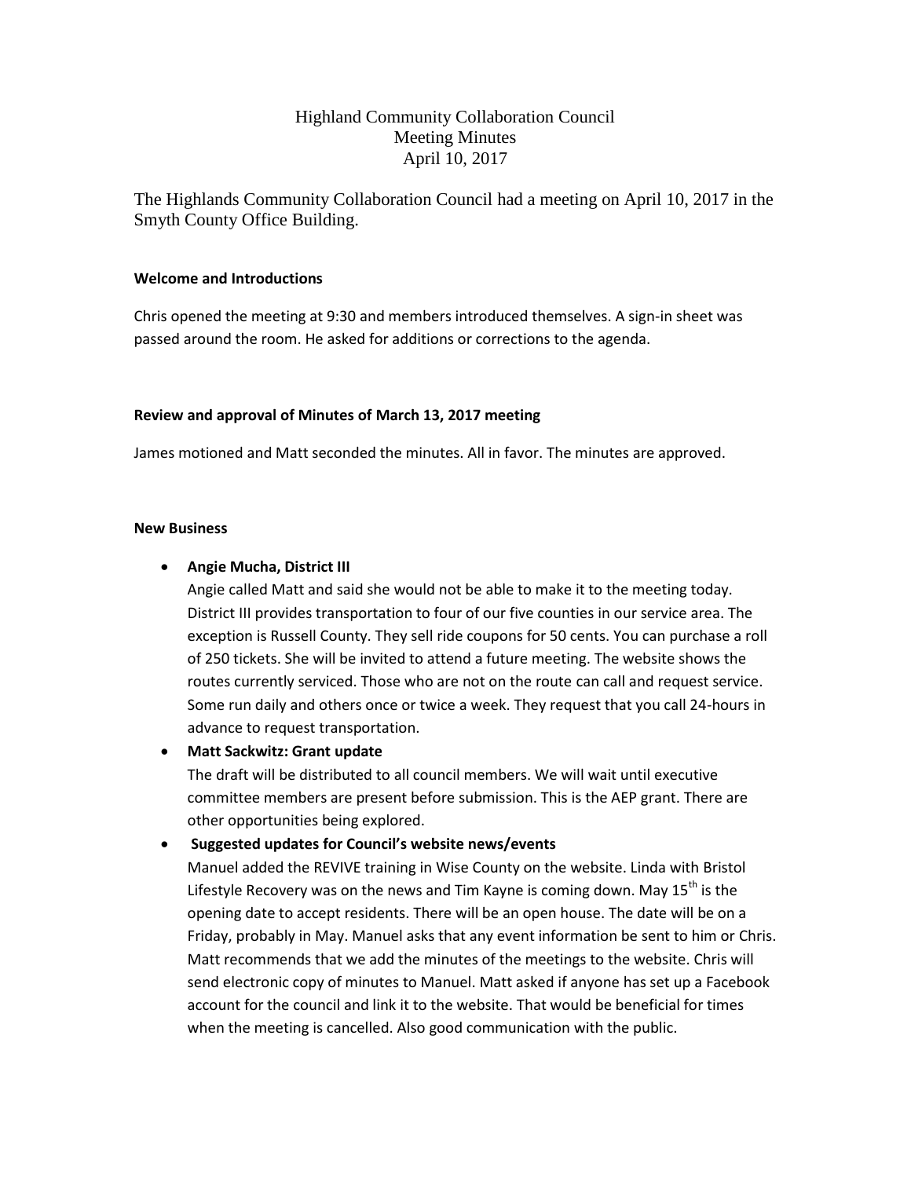# Highland Community Collaboration Council
## Meeting Minutes
## April 10, 2017

The Highlands Community Collaboration Council had a meeting on April 10, 2017 in the Smyth County Office Building.

**Welcome and Introductions**

Chris opened the meeting at 9:30 and members introduced themselves. A sign-in sheet was passed around the room. He asked for additions or corrections to the agenda.

**Review and approval of Minutes of March 13, 2017 meeting**

James motioned and Matt seconded the minutes. All in favor. The minutes are approved.

**New Business**

- **Angie Mucha, District III**
  Angie called Matt and said she would not be able to make it to the meeting today. District III provides transportation to four of our five counties in our service area. The exception is Russell County. They sell ride coupons for 50 cents. You can purchase a roll of 250 tickets. She will be invited to attend a future meeting. The website shows the routes currently serviced. Those who are not on the route can call and request service. Some run daily and others once or twice a week. They request that you call 24-hours in advance to request transportation.
- **Matt Sackwitz: Grant update**
  The draft will be distributed to all council members. We will wait until executive committee members are present before submission. This is the AEP grant. There are other opportunities being explored.
- **Suggested updates for Council's website news/events**
  Manuel added the REVIVE training in Wise County on the website. Linda with Bristol Lifestyle Recovery was on the news and Tim Kayne is coming down. May 15th is the opening date to accept residents. There will be an open house. The date will be on a Friday, probably in May. Manuel asks that any event information be sent to him or Chris. Matt recommends that we add the minutes of the meetings to the website. Chris will send electronic copy of minutes to Manuel. Matt asked if anyone has set up a Facebook account for the council and link it to the website. That would be beneficial for times when the meeting is cancelled. Also good communication with the public.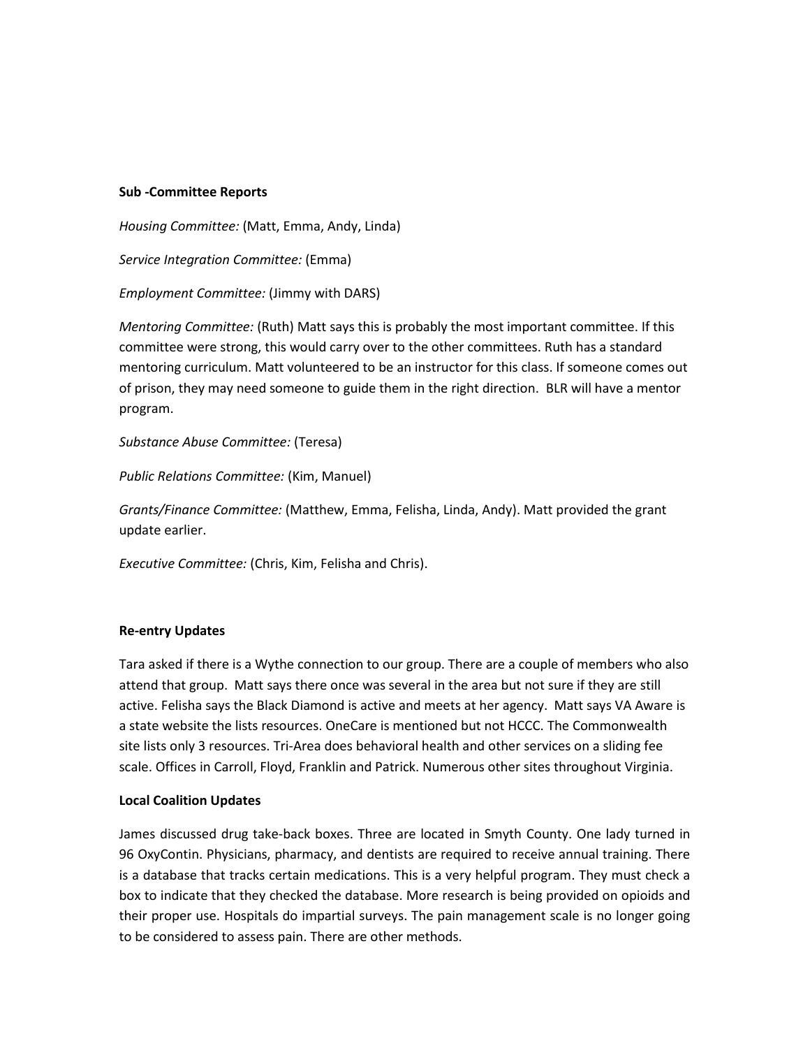**Sub -Committee Reports**

*Housing Committee:* (Matt, Emma, Andy, Linda)

*Service Integration Committee:* (Emma)

*Employment Committee:* (Jimmy with DARS)

*Mentoring Committee:* (Ruth) Matt says this is probably the most important committee. If this committee were strong, this would carry over to the other committees. Ruth has a standard mentoring curriculum. Matt volunteered to be an instructor for this class. If someone comes out of prison, they may need someone to guide them in the right direction. BLR will have a mentor program.

*Substance Abuse Committee:* (Teresa)

*Public Relations Committee:* (Kim, Manuel)

*Grants/Finance Committee:* (Matthew, Emma, Felisha, Linda, Andy). Matt provided the grant update earlier.

*Executive Committee:* (Chris, Kim, Felisha and Chris).

**Re-entry Updates**

Tara asked if there is a Wythe connection to our group. There are a couple of members who also attend that group. Matt says there once was several in the area but not sure if they are still active. Felisha says the Black Diamond is active and meets at her agency. Matt says VA Aware is a state website the lists resources. OneCare is mentioned but not HCCC. The Commonwealth site lists only 3 resources. Tri-Area does behavioral health and other services on a sliding fee scale. Offices in Carroll, Floyd, Franklin and Patrick. Numerous other sites throughout Virginia.

**Local Coalition Updates**

James discussed drug take-back boxes. Three are located in Smyth County. One lady turned in 96 OxyContin. Physicians, pharmacy, and dentists are required to receive annual training. There is a database that tracks certain medications. This is a very helpful program. They must check a box to indicate that they checked the database. More research is being provided on opioids and their proper use. Hospitals do impartial surveys. The pain management scale is no longer going to be considered to assess pain. There are other methods.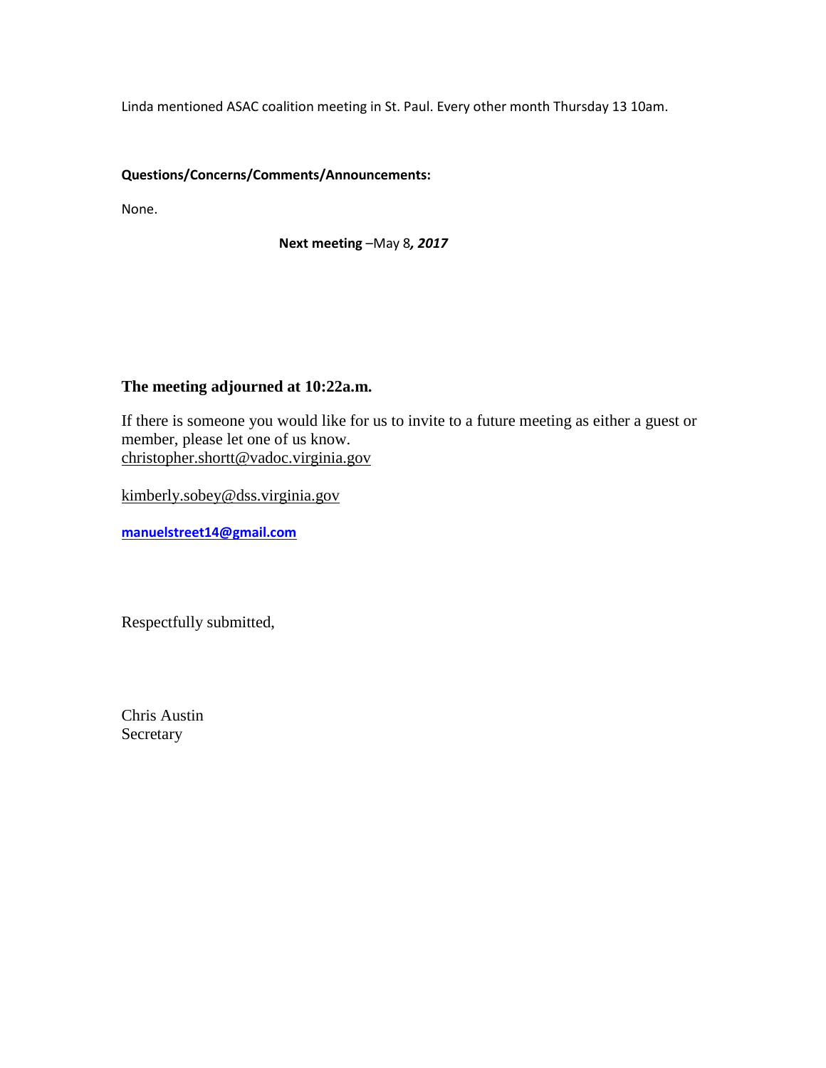Linda mentioned ASAC coalition meeting in St. Paul. Every other month Thursday 13 10am.

**Questions/Concerns/Comments/Announcements:**

None.

**Next meeting** –May 8***, 2017***

**The meeting adjourned at 10:22a.m.**

If there is someone you would like for us to invite to a future meeting as either a guest or member, please let one of us know.
christopher.shortt@vadoc.virginia.gov

kimberly.sobey@dss.virginia.gov

**manuelstreet14@gmail.com**

Respectfully submitted,

Chris Austin
Secretary